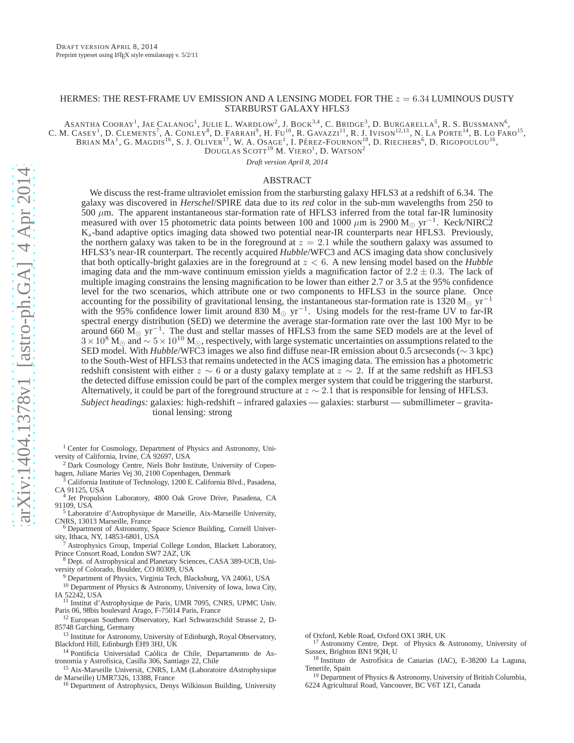# HERMES: THE REST-FRAME UV EMISSION AND A LENSING MODEL FOR THE $z = 6.34$ LUMINOUS DUSTY STARBURST GALAXY HFLS3

Asantha Cooray[1], Jae Calanog[1], Julie L. Wardlow[2], J. Bock[3,4], C. Bridge[3], D. Burgarella[5], R. S. Bussmann[6], C. M. Casey[1], D. Clements[7], A. Conley[8], D. Farrah[9], H. Fu[10], R. Gavazzi[11], R. J. Ivison[12,13], N. La Porte[14], B. Lo Faro[15], Brian Ma[1], G. Magdis[16], S. J. Oliver[17], W. A. Osage[1], I. Pérez-Fournon[18], D. Riechers[6], D. Rigopoulou[16], Douglas Scott[19] M. Viero[1], D. Watson[2]

*Draft version April 8, 2014*

## ABSTRACT

We discuss the rest-frame ultraviolet emission from the starbursting galaxy HFLS3 at a redshift of 6.34. The galaxy was discovered in *Herschel*/SPIRE data due to its *red* color in the sub-mm wavelengths from 250 to 500 $\mu$m. The apparent instantaneous star-formation rate of HFLS3 inferred from the total far-IR luminosity measured with over 15 photometric data points between 100 and 1000 $\mu$m is 2900 $M_\odot$ yr$^{-1}$. Keck/NIRC2 $K_s$-band adaptive optics imaging data showed two potential near-IR counterparts near HFLS3. Previously, the northern galaxy was taken to be in the foreground at $z = 2.1$ while the southern galaxy was assumed to HFLS3's near-IR counterpart. The recently acquired *Hubble*/WFC3 and ACS imaging data show conclusively that both optically-bright galaxies are in the foreground at $z < 6$. A new lensing model based on the *Hubble* imaging data and the mm-wave continuum emission yields a magnification factor of $2.2 \pm 0.3$. The lack of multiple imaging constrains the lensing magnification to be lower than either 2.7 or 3.5 at the 95% confidence level for the two scenarios, which attribute one or two components to HFLS3 in the source plane. Once accounting for the possibility of gravitational lensing, the instantaneous star-formation rate is 1320 $M_\odot$ yr$^{-1}$ with the 95% confidence lower limit around 830 $M_\odot$ yr$^{-1}$. Using models for the rest-frame UV to far-IR spectral energy distribution (SED) we determine the average star-formation rate over the last 100 Myr to be around 660 $M_\odot$ yr$^{-1}$. The dust and stellar masses of HFLS3 from the same SED models are at the level of $3 \times 10^8$ $M_\odot$ and $\sim 5 \times 10^{10}$ $M_\odot$, respectively, with large systematic uncertainties on assumptions related to the SED model. With *Hubble*/WFC3 images we also find diffuse near-IR emission about 0.5 arcseconds ($\sim$ 3 kpc) to the South-West of HFLS3 that remains undetected in the ACS imaging data. The emission has a photometric redshift consistent with either $z \sim 6$ or a dusty galaxy template at $z \sim 2$. If at the same redshift as HFLS3 the detected diffuse emission could be part of the complex merger system that could be triggering the starburst. Alternatively, it could be part of the foreground structure at $z \sim 2.1$ that is responsible for lensing of HFLS3.

*Subject headings:* galaxies: high-redshift – infrared galaxies — galaxies: starburst — submillimeter – gravitational lensing: strong

---

[1] Center for Cosmology, Department of Physics and Astronomy, University of California, Irvine, CA 92697, USA
[2] Dark Cosmology Centre, Niels Bohr Institute, University of Copenhagen, Juliane Maries Vej 30, 2100 Copenhagen, Denmark
[3] California Institute of Technology, 1200 E. California Blvd., Pasadena, CA 91125, USA
[4] Jet Propulsion Laboratory, 4800 Oak Grove Drive, Pasadena, CA 91109, USA
[5] Laboratoire d'Astrophysique de Marseille, Aix-Marseille University, CNRS, 13013 Marseille, France
[6] Department of Astronomy, Space Science Building, Cornell University, Ithaca, NY, 14853-6801, USA
[7] Astrophysics Group, Imperial College London, Blackett Laboratory, Prince Consort Road, London SW7 2AZ, UK
[8] Dept. of Astrophysical and Planetary Sciences, CASA 389-UCB, University of Colorado, Boulder, CO 80309, USA
[9] Department of Physics, Virginia Tech, Blacksburg, VA 24061, USA
[10] Department of Physics & Astronomy, University of Iowa, Iowa City, IA 52242, USA
[11] Institut d'Astrophysique de Paris, UMR 7095, CNRS, UPMC Univ. Paris 06, 98bis boulevard Arago, F-75014 Paris, France
[12] European Southern Observatory, Karl Schwarzschild Strasse 2, D-85748 Garching, Germany
[13] Institute for Astronomy, University of Edinburgh, Royal Observatory, Blackford Hill, Edinburgh EH9 3HJ, UK
[14] Pontificia Universidad Caólica de Chile, Departamento de Astronomía y Astrofísica, Casilla 306, Santiago 22, Chile
[15] Aix-Marseille Universit, CNRS, LAM (Laboratoire dAstrophysique de Marseille) UMR7326, 13388, France
[16] Department of Astrophysics, Denys Wilkinson Building, University of Oxford, Keble Road, Oxford OX1 3RH, UK
[17] Astronomy Centre, Dept. of Physics & Astronomy, University of Sussex, Brighton BN1 9QH, U
[18] Instituto de Astrofísica de Canarias (IAC), E-38200 La Laguna, Tenerife, Spain
[19] Department of Physics & Astronomy, University of British Columbia, 6224 Agricultural Road, Vancouver, BC V6T 1Z1, Canada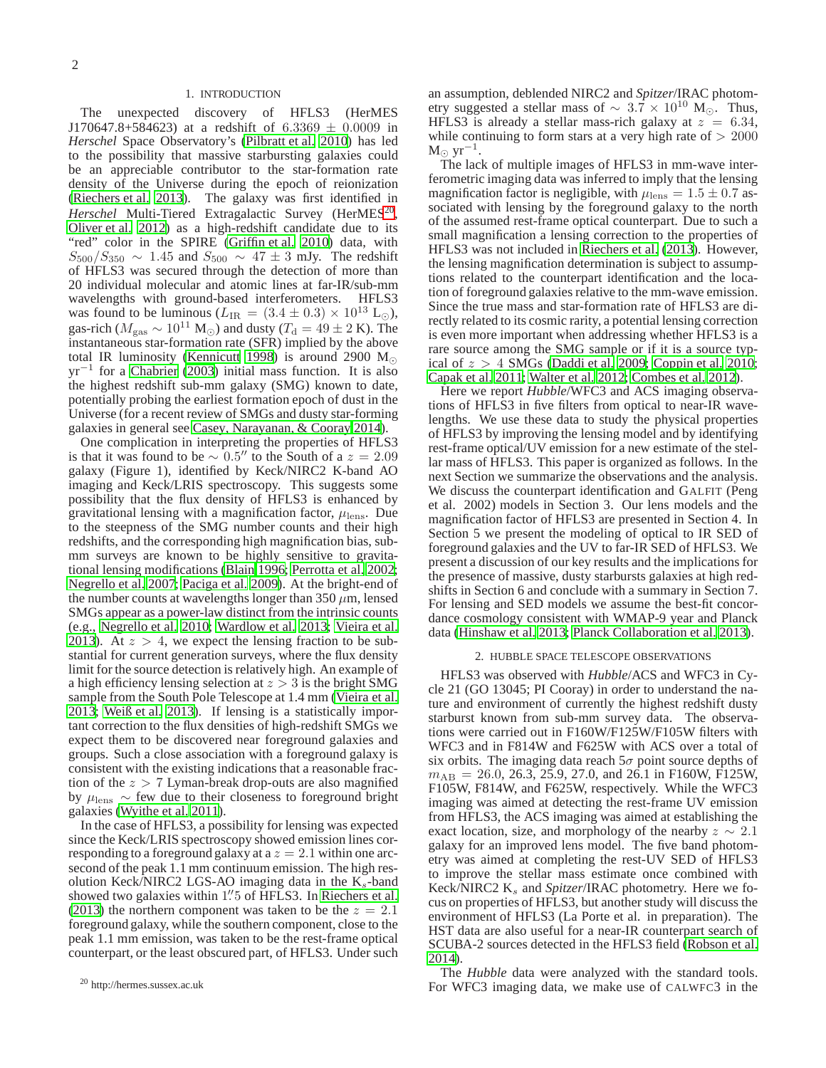## 1. INTRODUCTION

The unexpected discovery of HFLS3 (HerMES J170647.8+584623) at a redshift of $6.3369 \pm 0.0009$ in *Herschel* Space Observatory's (Pilbratt et al. 2010) has led to the possibility that massive starbursting galaxies could be an appreciable contributor to the star-formation rate density of the Universe during the epoch of reionization (Riechers et al. 2013). The galaxy was first identified in *Herschel* Multi-Tiered Extragalactic Survey (HerMES[20], Oliver et al. 2012) as a high-redshift candidate due to its "red" color in the SPIRE (Griffin et al. 2010) data, with $S_{500}/S_{350} \sim 1.45$ and $S_{500} \sim 47 \pm 3$ mJy. The redshift of HFLS3 was secured through the detection of more than 20 individual molecular and atomic lines at far-IR/sub-mm wavelengths with ground-based interferometers. HFLS3 was found to be luminous ($L_{\rm IR} = (3.4 \pm 0.3) \times 10^{13}$ L$_\odot$), gas-rich ($M_{\rm gas} \sim 10^{11}$ M$_\odot$) and dusty ($T_{\rm d} = 49 \pm 2$ K). The instantaneous star-formation rate (SFR) implied by the above total IR luminosity (Kennicutt 1998) is around 2900 M$_\odot$ yr$^{-1}$ for a Chabrier (2003) initial mass function. It is also the highest redshift sub-mm galaxy (SMG) known to date, potentially probing the earliest formation epoch of dust in the Universe (for a recent review of SMGs and dusty star-forming galaxies in general see Casey, Narayanan, & Cooray 2014).

One complication in interpreting the properties of HFLS3 is that it was found to be $\sim 0.5''$ to the South of a $z = 2.09$ galaxy (Figure 1), identified by Keck/NIRC2 K-band AO imaging and Keck/LRIS spectroscopy. This suggests some possibility that the flux density of HFLS3 is enhanced by gravitational lensing with a magnification factor, $\mu_{\rm lens}$. Due to the steepness of the SMG number counts and their high redshifts, and the corresponding high magnification bias, sub-mm surveys are known to be highly sensitive to gravitational lensing modifications (Blain 1996; Perrotta et al. 2002; Negrello et al. 2007; Paciga et al. 2009). At the bright-end of the number counts at wavelengths longer than 350 $\mu$m, lensed SMGs appear as a power-law distinct from the intrinsic counts (e.g., Negrello et al. 2010; Wardlow et al. 2013; Vieira et al. 2013). At $z > 4$, we expect the lensing fraction to be substantial for current generation surveys, where the flux density limit for the source detection is relatively high. An example of a high efficiency lensing selection at $z > 3$ is the bright SMG sample from the South Pole Telescope at 1.4 mm (Vieira et al. 2013; Weiß et al. 2013). If lensing is a statistically important correction to the flux densities of high-redshift SMGs we expect them to be discovered near foreground galaxies and groups. Such a close association with a foreground galaxy is consistent with the existing indications that a reasonable fraction of the $z > 7$ Lyman-break drop-outs are also magnified by $\mu_{\rm lens} \sim$ few due to their closeness to foreground bright galaxies (Wyithe et al. 2011).

In the case of HFLS3, a possibility for lensing was expected since the Keck/LRIS spectroscopy showed emission lines corresponding to a foreground galaxy at a $z = 2.1$ within one arcsecond of the peak 1.1 mm continuum emission. The high resolution Keck/NIRC2 LGS-AO imaging data in the K$_s$-band showed two galaxies within $1''.5$ of HFLS3. In Riechers et al. (2013) the northern component was taken to be the $z = 2.1$ foreground galaxy, while the southern component, close to the peak 1.1 mm emission, was taken to be the rest-frame optical counterpart, or the least obscured part, of HFLS3. Under such an assumption, deblended NIRC2 and *Spitzer*/IRAC photometry suggested a stellar mass of $\sim 3.7 \times 10^{10}$ M$_\odot$. Thus, HFLS3 is already a stellar mass-rich galaxy at $z = 6.34$, while continuing to form stars at a very high rate of $> 2000$ M$_\odot$ yr$^{-1}$.

The lack of multiple images of HFLS3 in mm-wave interferometric imaging data was inferred to imply that the lensing magnification factor is negligible, with $\mu_{\rm lens} = 1.5 \pm 0.7$ associated with lensing by the foreground galaxy to the north of the assumed rest-frame optical counterpart. Due to such a small magnification a lensing correction to the properties of HFLS3 was not included in Riechers et al. (2013). However, the lensing magnification determination is subject to assumptions related to the counterpart identification and the location of foreground galaxies relative to the mm-wave emission. Since the true mass and star-formation rate of HFLS3 are directly related to its cosmic rarity, a potential lensing correction is even more important when addressing whether HFLS3 is a rare source among the SMG sample or if it is a source typical of $z > 4$ SMGs (Daddi et al. 2009; Coppin et al. 2010; Capak et al. 2011; Walter et al. 2012; Combes et al. 2012).

Here we report *Hubble*/WFC3 and ACS imaging observations of HFLS3 in five filters from optical to near-IR wavelengths. We use these data to study the physical properties of HFLS3 by improving the lensing model and by identifying rest-frame optical/UV emission for a new estimate of the stellar mass of HFLS3. This paper is organized as follows. In the next Section we summarize the observations and the analysis. We discuss the counterpart identification and GALFIT (Peng et al. 2002) models in Section 3. Our lens models and the magnification factor of HFLS3 are presented in Section 4. In Section 5 we present the modeling of optical to IR SED of foreground galaxies and the UV to far-IR SED of HFLS3. We present a discussion of our key results and the implications for the presence of massive, dusty starbursts galaxies at high redshifts in Section 6 and conclude with a summary in Section 7. For lensing and SED models we assume the best-fit concordance cosmology consistent with WMAP-9 year and Planck data (Hinshaw et al. 2013; Planck Collaboration et al. 2013).

## 2. HUBBLE SPACE TELESCOPE OBSERVATIONS

HFLS3 was observed with *Hubble*/ACS and WFC3 in Cycle 21 (GO 13045; PI Cooray) in order to understand the nature and environment of currently the highest redshift dusty starburst known from sub-mm survey data. The observations were carried out in F160W/F125W/F105W filters with WFC3 and in F814W and F625W with ACS over a total of six orbits. The imaging data reach $5\sigma$ point source depths of $m_{\rm AB} = 26.0$, 26.3, 25.9, 27.0, and 26.1 in F160W, F125W, F105W, F814W, and F625W, respectively. While the WFC3 imaging was aimed at detecting the rest-frame UV emission from HFLS3, the ACS imaging was aimed at establishing the exact location, size, and morphology of the nearby $z \sim 2.1$ galaxy for an improved lens model. The five band photometry was aimed at completing the rest-UV SED of HFLS3 to improve the stellar mass estimate once combined with Keck/NIRC2 K$_s$ and *Spitzer*/IRAC photometry. Here we focus on properties of HFLS3, but another study will discuss the environment of HFLS3 (La Porte et al. in preparation). The HST data are also useful for a near-IR counterpart search of SCUBA-2 sources detected in the HFLS3 field (Robson et al. 2014).

The *Hubble* data were analyzed with the standard tools. For WFC3 imaging data, we make use of CALWFC3 in the

[20] http://hermes.sussex.ac.uk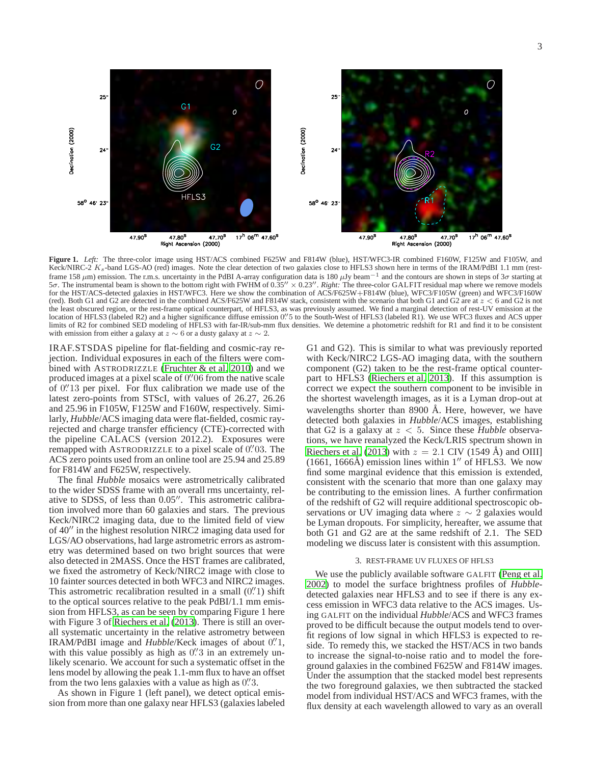**Figure 1.** *Left:* The three-color image using HST/ACS combined F625W and F814W (blue), HST/WFC3-IR combined F160W, F125W and F105W, and Keck/NIRC-2 $K_s$-band LGS-AO (red) images. Note the clear detection of two galaxies close to HFLS3 shown here in terms of the IRAM/PdBI 1.1 mm (rest-frame 158 $\mu$m) emission. The r.m.s. uncertainty in the PdBI A-array configuration data is 180 $\mu$Jy beam$^{-1}$ and the contours are shown in steps of $3\sigma$ starting at $5\sigma$. The instrumental beam is shown to the bottom right with FWHM of $0.35'' \times 0.23''$. *Right:* The three-color GALFIT residual map where we remove models for the HST/ACS-detected galaxies in HST/WFC3. Here we show the combination of ACS/F625W+F814W (blue), WFC3/F105W (green) and WFC3/F160W (red). Both G1 and G2 are detected in the combined ACS/F625W and F814W stack, consistent with the scenario that both G1 and G2 are at $z < 6$ and G2 is not the least obscured region, or the rest-frame optical counterpart, of HFLS3, as was previously assumed. We find a marginal detection of rest-UV emission at the location of HFLS3 (labeled R2) and a higher significance diffuse emission $0\rlap{.}''5$ to the South-West of HFLS3 (labeled R1). We use WFC3 fluxes and ACS upper limits of R2 for combined SED modeling of HFLS3 with far-IR/sub-mm flux densities. We detemine a photometric redshift for R1 and find it to be consistent with emission from either a galaxy at $z \sim 6$ or a dusty galaxy at $z \sim 2$.

IRAF.STSDAS pipeline for flat-fielding and cosmic-ray rejection. Individual exposures in each of the filters were combined with ASTRODRIZZLE (Fruchter & et al. 2010) and we produced images at a pixel scale of $0\rlap{.}''06$ from the native scale of $0\rlap{.}''13$ per pixel. For flux calibration we made use of the latest zero-points from STScI, with values of 26.27, 26.26 and 25.96 in F105W, F125W and F160W, respectively. Similarly, *Hubble*/ACS imaging data were flat-fielded, cosmic ray-rejected and charge transfer efficiency (CTE)-corrected with the pipeline CALACS (version 2012.2). Exposures were remapped with ASTRODRIZZLE to a pixel scale of $0\rlap{.}''03$. The ACS zero points used from an online tool are 25.94 and 25.89 for F814W and F625W, respectively.

The final *Hubble* mosaics were astrometrically calibrated to the wider SDSS frame with an overall rms uncertainty, relative to SDSS, of less than 0.05″. This astrometric calibration involved more than 60 galaxies and stars. The previous Keck/NIRC2 imaging data, due to the limited field of view of 40″ in the highest resolution NIRC2 imaging data used for LGS/AO observations, had large astrometric errors as astrometry was determined based on two bright sources that were also detected in 2MASS. Once the HST frames are calibrated, we fixed the astrometry of Keck/NIRC2 image with close to 10 fainter sources detected in both WFC3 and NIRC2 images. This astrometric recalibration resulted in a small ($0\rlap{.}''1$) shift to the optical sources relative to the peak PdBI/1.1 mm emission from HFLS3, as can be seen by comparing Figure 1 here with Figure 3 of Riechers et al. (2013). There is still an overall systematic uncertainty in the relative astrometry between IRAM/PdBI image and *Hubble*/Keck images of about $0\rlap{.}''1$, with this value possibly as high as $0\rlap{.}''3$ in an extremely unlikely scenario. We account for such a systematic offset in the lens model by allowing the peak 1.1-mm flux to have an offset from the two lens galaxies with a value as high as $0\rlap{.}''3$.

As shown in Figure 1 (left panel), we detect optical emission from more than one galaxy near HFLS3 (galaxies labeled G1 and G2). This is similar to what was previously reported with Keck/NIRC2 LGS-AO imaging data, with the southern component (G2) taken to be the rest-frame optical counterpart to HFLS3 (Riechers et al. 2013). If this assumption is correct we expect the southern component to be invisible in the shortest wavelength images, as it is a Lyman drop-out at wavelengths shorter than 8900 Å. Here, however, we have detected both galaxies in *Hubble*/ACS images, establishing that G2 is a galaxy at $z < 5$. Since these *Hubble* observations, we have reanalyzed the Keck/LRIS spectrum shown in Riechers et al. (2013) with $z = 2.1$ CIV (1549 Å) and OIII] (1661, 1666Å) emission lines within 1″ of HFLS3. We now find some marginal evidence that this emission is extended, consistent with the scenario that more than one galaxy may be contributing to the emission lines. A further confirmation of the redshift of G2 will require additional spectroscopic observations or UV imaging data where $z \sim 2$ galaxies would be Lyman dropouts. For simplicity, hereafter, we assume that both G1 and G2 are at the same redshift of 2.1. The SED modeling we discuss later is consistent with this assumption.

### 3. REST-FRAME UV FLUXES OF HFLS3

We use the publicly available software GALFIT (Peng et al. 2002) to model the surface brightness profiles of *Hubble*-detected galaxies near HFLS3 and to see if there is any excess emission in WFC3 data relative to the ACS images. Using GALFIT on the individual *Hubble*/ACS and WFC3 frames proved to be difficult because the output models tend to overfit regions of low signal in which HFLS3 is expected to reside. To remedy this, we stacked the HST/ACS in two bands to increase the signal-to-noise ratio and to model the foreground galaxies in the combined F625W and F814W images. Under the assumption that the stacked model best represents the two foreground galaxies, we then subtracted the stacked model from individual HST/ACS and WFC3 frames, with the flux density at each wavelength allowed to vary as an overall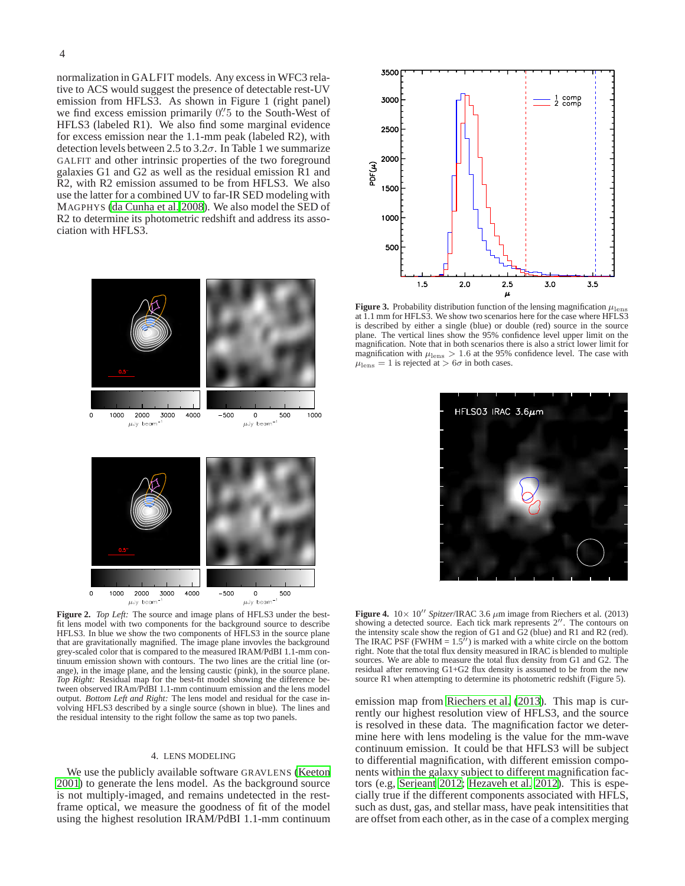normalization in GALFIT models. Any excess in WFC3 relative to ACS would suggest the presence of detectable rest-UV emission from HFLS3. As shown in Figure 1 (right panel) we find excess emission primarily $0.''5$ to the South-West of HFLS3 (labeled R1). We also find some marginal evidence for excess emission near the 1.1-mm peak (labeled R2), with detection levels between 2.5 to $3.2\sigma$. In Table 1 we summarize GALFIT and other intrinsic properties of the two foreground galaxies G1 and G2 as well as the residual emission R1 and R2, with R2 emission assumed to be from HFLS3. We also use the latter for a combined UV to far-IR SED modeling with MAGPHYS (da Cunha et al. 2008). We also model the SED of R2 to determine its photometric redshift and address its association with HFLS3.

**Figure 2.** *Top Left:* The source and image plans of HFLS3 under the best-fit lens model with two components for the background source to describe HFLS3. In blue we show the two components of HFLS3 in the source plane that are gravitationally magnified. The image plane invovles the background grey-scaled color that is compared to the measured IRAM/PdBI 1.1-mm continuum emission shown with contours. The two lines are the critial line (orange), in the image plane, and the lensing caustic (pink), in the source plane. *Top Right:* Residual map for the best-fit model showing the difference between observed IRAm/PdBI 1.1-mm continuum emission and the lens model output. *Bottom Left and Right:* The lens model and residual for the case involving HFLS3 described by a single source (shown in blue). The lines and the residual intensity to the right follow the same as top two panels.

## 4. LENS MODELING

We use the publicly available software GRAVLENS (Keeton 2001) to generate the lens model. As the background source is not multiply-imaged, and remains undetected in the rest-frame optical, we measure the goodness of fit of the model using the highest resolution IRAM/PdBI 1.1-mm continuum emission map from Riechers et al. (2013). This map is currently our highest resolution view of HFLS3, and the source is resolved in these data. The magnification factor we determine here with lens modeling is the value for the mm-wave continuum emission. It could be that HFLS3 will be subject to differential magnification, with different emission components within the galaxy subject to different magnification factors (e.g, Serjeant 2012; Hezaveh et al. 2012). This is especially true if the different components associated with HFLS, such as dust, gas, and stellar mass, have peak intensitities that are offset from each other, as in the case of a complex merging

**Figure 3.** Probability distribution function of the lensing magnification $\mu_{\rm lens}$ at 1.1 mm for HFLS3. We show two scenarios here for the case where HFLS3 is described by either a single (blue) or double (red) source in the source plane. The vertical lines show the 95% confidence level upper limit on the magnification. Note that in both scenarios there is also a strict lower limit for magnification with $\mu_{\rm lens} > 1.6$ at the 95% confidence level. The case with $\mu_{\rm lens} = 1$ is rejected at $> 6\sigma$ in both cases.

**Figure 4.** $10\times\,10''$ *Spitzer*/IRAC 3.6 $\mu$m image from Riechers et al. (2013) showing a detected source. Each tick mark represents $2''$. The contours on the intensity scale show the region of G1 and G2 (blue) and R1 and R2 (red). The IRAC PSF (FWHM = $1.5''$) is marked with a white circle on the bottom right. Note that the total flux density measured in IRAC is blended to multiple sources. We are able to measure the total flux density from G1 and G2. The residual after removing G1+G2 flux density is assumed to be from the new source R1 when attempting to determine its photometric redshift (Figure 5).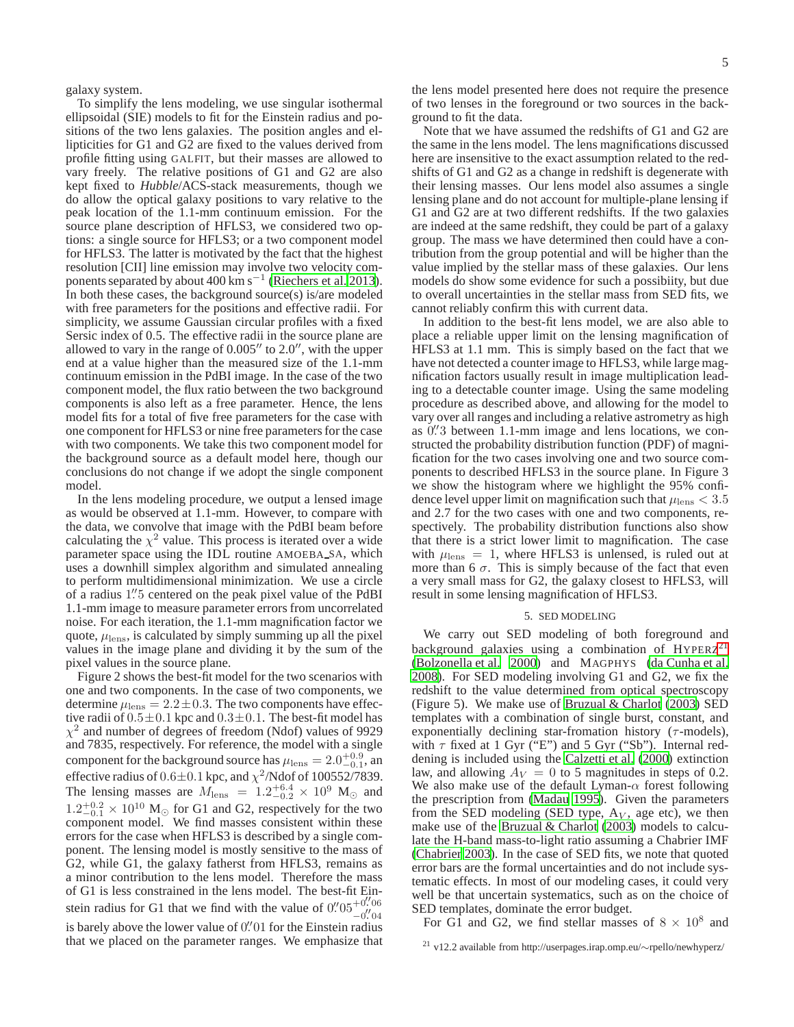galaxy system.

To simplify the lens modeling, we use singular isothermal ellipsoidal (SIE) models to fit for the Einstein radius and positions of the two lens galaxies. The position angles and ellipticities for G1 and G2 are fixed to the values derived from profile fitting using GALFIT, but their masses are allowed to vary freely. The relative positions of G1 and G2 are also kept fixed to *Hubble*/ACS-stack measurements, though we do allow the optical galaxy positions to vary relative to the peak location of the 1.1-mm continuum emission. For the source plane description of HFLS3, we considered two options: a single source for HFLS3; or a two component model for HFLS3. The latter is motivated by the fact that the highest resolution [CII] line emission may involve two velocity components separated by about 400 km s$^{-1}$ (Riechers et al. 2013). In both these cases, the background source(s) is/are modeled with free parameters for the positions and effective radii. For simplicity, we assume Gaussian circular profiles with a fixed Sersic index of 0.5. The effective radii in the source plane are allowed to vary in the range of $0.005''$ to $2.0''$, with the upper end at a value higher than the measured size of the 1.1-mm continuum emission in the PdBI image. In the case of the two component model, the flux ratio between the two background components is also left as a free parameter. Hence, the lens model fits for a total of five free parameters for the case with one component for HFLS3 or nine free parameters for the case with two components. We take this two component model for the background source as a default model here, though our conclusions do not change if we adopt the single component model.

In the lens modeling procedure, we output a lensed image as would be observed at 1.1-mm. However, to compare with the data, we convolve that image with the PdBI beam before calculating the $\chi^2$ value. This process is iterated over a wide parameter space using the IDL routine AMOEBA_SA, which uses a downhill simplex algorithm and simulated annealing to perform multidimensional minimization. We use a circle of a radius $1''\!.5$ centered on the peak pixel value of the PdBI 1.1-mm image to measure parameter errors from uncorrelated noise. For each iteration, the 1.1-mm magnification factor we quote, $\mu_{\rm lens}$, is calculated by simply summing up all the pixel values in the image plane and dividing it by the sum of the pixel values in the source plane.

Figure 2 shows the best-fit model for the two scenarios with one and two components. In the case of two components, we determine $\mu_{\rm lens} = 2.2 \pm 0.3$. The two components have effective radii of $0.5 \pm 0.1$ kpc and $0.3 \pm 0.1$. The best-fit model has $\chi^2$ and number of degrees of freedom (Ndof) values of 9929 and 7835, respectively. For reference, the model with a single component for the background source has $\mu_{\rm lens} = 2.0^{+0.9}_{-0.1}$, an effective radius of $0.6 \pm 0.1$ kpc, and $\chi^2$/Ndof of 100552/7839. The lensing masses are $M_{\rm lens} = 1.2^{+6.4}_{-0.2} \times 10^9$ M$_\odot$ and $1.2^{+0.2}_{-0.1} \times 10^{10}$ M$_\odot$ for G1 and G2, respectively for the two component model. We find masses consistent within these errors for the case when HFLS3 is described by a single component. The lensing model is mostly sensitive to the mass of G2, while G1, the galaxy fatherst from HFLS3, remains as a minor contribution to the lens model. Therefore the mass of G1 is less constrained in the lens model. The best-fit Einstein radius for G1 that we find with the value of $0''\!.05^{+0''\!.06}_{-0''\!.04}$ is barely above the lower value of $0''\!.01$ for the Einstein radius that we placed on the parameter ranges. We emphasize that the lens model presented here does not require the presence of two lenses in the foreground or two sources in the background to fit the data.

Note that we have assumed the redshifts of G1 and G2 are the same in the lens model. The lens magnifications discussed here are insensitive to the exact assumption related to the redshifts of G1 and G2 as a change in redshift is degenerate with their lensing masses. Our lens model also assumes a single lensing plane and do not account for multiple-plane lensing if G1 and G2 are at two different redshifts. If the two galaxies are indeed at the same redshift, they could be part of a galaxy group. The mass we have determined then could have a contribution from the group potential and will be higher than the value implied by the stellar mass of these galaxies. Our lens models do show some evidence for such a possibiity, but due to overall uncertainties in the stellar mass from SED fits, we cannot reliably confirm this with current data.

In addition to the best-fit lens model, we are also able to place a reliable upper limit on the lensing magnification of HFLS3 at 1.1 mm. This is simply based on the fact that we have not detected a counter image to HFLS3, while large magnification factors usually result in image multiplication leading to a detectable counter image. Using the same modeling procedure as described above, and allowing for the model to vary over all ranges and including a relative astrometry as high as $0''\!.3$ between 1.1-mm image and lens locations, we constructed the probability distribution function (PDF) of magnification for the two cases involving one and two source components to described HFLS3 in the source plane. In Figure 3 we show the histogram where we highlight the 95% confidence level upper limit on magnification such that $\mu_{\rm lens} < 3.5$ and 2.7 for the two cases with one and two components, respectively. The probability distribution functions also show that there is a strict lower limit to magnification. The case with $\mu_{\rm lens} = 1$, where HFLS3 is unlensed, is ruled out at more than 6 $\sigma$. This is simply because of the fact that even a very small mass for G2, the galaxy closest to HFLS3, will result in some lensing magnification of HFLS3.

## 5. SED MODELING

We carry out SED modeling of both foreground and background galaxies using a combination of HYPERZ[21] (Bolzonella et al. 2000) and MAGPHYS (da Cunha et al. 2008). For SED modeling involving G1 and G2, we fix the redshift to the value determined from optical spectroscopy (Figure 5). We make use of Bruzual & Charlot (2003) SED templates with a combination of single burst, constant, and exponentially declining star-fromation history ($\tau$-models), with $\tau$ fixed at 1 Gyr ("E") and 5 Gyr ("Sb"). Internal reddening is included using the Calzetti et al. (2000) extinction law, and allowing $A_V = 0$ to 5 magnitudes in steps of 0.2. We also make use of the default Lyman-$\alpha$ forest following the prescription from (Madau 1995). Given the parameters from the SED modeling (SED type, A$_V$, age etc), we then make use of the Bruzual & Charlot (2003) models to calculate the H-band mass-to-light ratio assuming a Chabrier IMF (Chabrier 2003). In the case of SED fits, we note that quoted error bars are the formal uncertainties and do not include systematic effects. In most of our modeling cases, it could very well be that uncertain systematics, such as on the choice of SED templates, dominate the error budget.

For G1 and G2, we find stellar masses of $8 \times 10^8$ and

[21] v12.2 available from http://userpages.irap.omp.eu/∼rpello/newhyperz/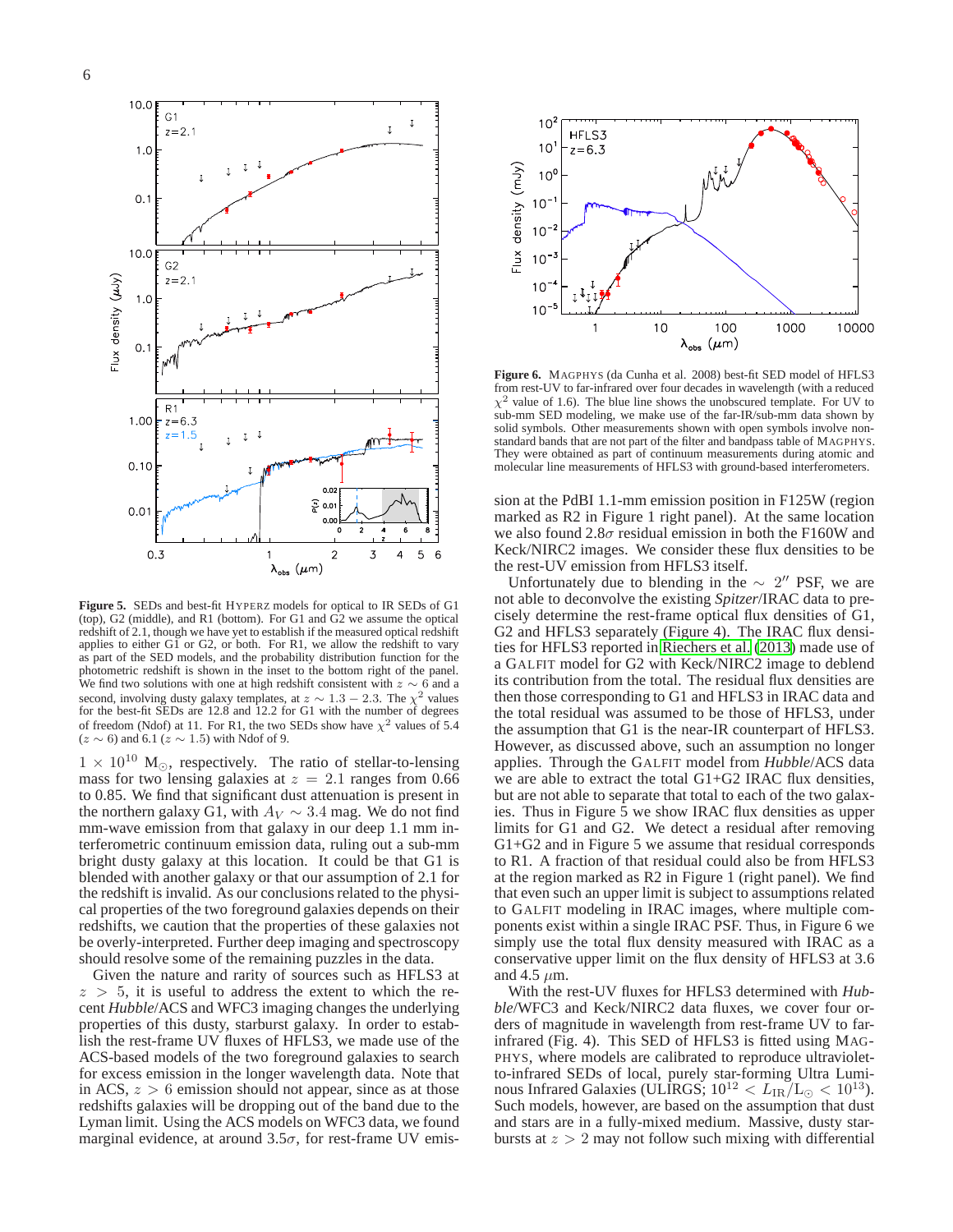**Figure 5.** SEDs and best-fit HYPERZ models for optical to IR SEDs of G1 (top), G2 (middle), and R1 (bottom). For G1 and G2 we assume the optical redshift of 2.1, though we have yet to establish if the measured optical redshift applies to either G1 or G2, or both. For R1, we allow the redshift to vary as part of the SED models, and the probability distribution function for the photometric redshift is shown in the inset to the bottom right of the panel. We find two solutions with one at high redshift consistent with $z \sim 6$ and a second, involving dusty galaxy templates, at $z \sim 1.3-2.3$. The $\chi^2$ values for the best-fit SEDs are 12.8 and 12.2 for G1 with the number of degrees of freedom (Ndof) at 11. For R1, the two SEDs show have $\chi^2$ values of 5.4 ($z \sim 6$) and 6.1 ($z \sim 1.5$) with Ndof of 9.

$1 \times 10^{10}$ $M_\odot$, respectively. The ratio of stellar-to-lensing mass for two lensing galaxies at $z = 2.1$ ranges from 0.66 to 0.85. We find that significant dust attenuation is present in the northern galaxy G1, with $A_V \sim 3.4$ mag. We do not find mm-wave emission from that galaxy in our deep 1.1 mm interferometric continuum emission data, ruling out a sub-mm bright dusty galaxy at this location. It could be that G1 is blended with another galaxy or that our assumption of 2.1 for the redshift is invalid. As our conclusions related to the physical properties of the two foreground galaxies depends on their redshifts, we caution that the properties of these galaxies not be overly-interpreted. Further deep imaging and spectroscopy should resolve some of the remaining puzzles in the data.

Given the nature and rarity of sources such as HFLS3 at $z > 5$, it is useful to address the extent to which the recent *Hubble*/ACS and WFC3 imaging changes the underlying properties of this dusty, starburst galaxy. In order to establish the rest-frame UV fluxes of HFLS3, we made use of the ACS-based models of the two foreground galaxies to search for excess emission in the longer wavelength data. Note that in ACS, $z > 6$ emission should not appear, since as at those redshifts galaxies will be dropping out of the band due to the Lyman limit. Using the ACS models on WFC3 data, we found marginal evidence, at around $3.5\sigma$, for rest-frame UV emission at the PdBI 1.1-mm emission position in F125W (region marked as R2 in Figure 1 right panel). At the same location we also found $2.8\sigma$ residual emission in both the F160W and Keck/NIRC2 images. We consider these flux densities to be the rest-UV emission from HFLS3 itself.

**Figure 6.** MAGPHYS (da Cunha et al. 2008) best-fit SED model of HFLS3 from rest-UV to far-infrared over four decades in wavelength (with a reduced $\chi^2$ value of 1.6). The blue line shows the unobscured template. For UV to sub-mm SED modeling, we make use of the far-IR/sub-mm data shown by solid symbols. Other measurements shown with open symbols involve non-standard bands that are not part of the filter and bandpass table of MAGPHYS. They were obtained as part of continuum measurements during atomic and molecular line measurements of HFLS3 with ground-based interferometers.

Unfortunately due to blending in the $\sim 2''$ PSF, we are not able to deconvolve the existing *Spitzer*/IRAC data to precisely determine the rest-frame optical flux densities of G1, G2 and HFLS3 separately (Figure 4). The IRAC flux densities for HFLS3 reported in Riechers et al. (2013) made use of a GALFIT model for G2 with Keck/NIRC2 image to deblend its contribution from the total. The residual flux densities are then those corresponding to G1 and HFLS3 in IRAC data and the total residual was assumed to be those of HFLS3, under the assumption that G1 is the near-IR counterpart of HFLS3. However, as discussed above, such an assumption no longer applies. Through the GALFIT model from *Hubble*/ACS data we are able to extract the total G1+G2 IRAC flux densities, but are not able to separate that total to each of the two galaxies. Thus in Figure 5 we show IRAC flux densities as upper limits for G1 and G2. We detect a residual after removing G1+G2 and in Figure 5 we assume that residual corresponds to R1. A fraction of that residual could also be from HFLS3 at the region marked as R2 in Figure 1 (right panel). We find that even such an upper limit is subject to assumptions related to GALFIT modeling in IRAC images, where multiple components exist within a single IRAC PSF. Thus, in Figure 6 we simply use the total flux density measured with IRAC as a conservative upper limit on the flux density of HFLS3 at 3.6 and 4.5 $\mu$m.

With the rest-UV fluxes for HFLS3 determined with *Hubble*/WFC3 and Keck/NIRC2 data fluxes, we cover four orders of magnitude in wavelength from rest-frame UV to far-infrared (Fig. 4). This SED of HFLS3 is fitted using MAGPHYS, where models are calibrated to reproduce ultraviolet-to-infrared SEDs of local, purely star-forming Ultra Luminous Infrared Galaxies (ULIRGS; $10^{12} < L_{\rm IR}/L_\odot < 10^{13}$). Such models, however, are based on the assumption that dust and stars are in a fully-mixed medium. Massive, dusty starbursts at $z > 2$ may not follow such mixing with differential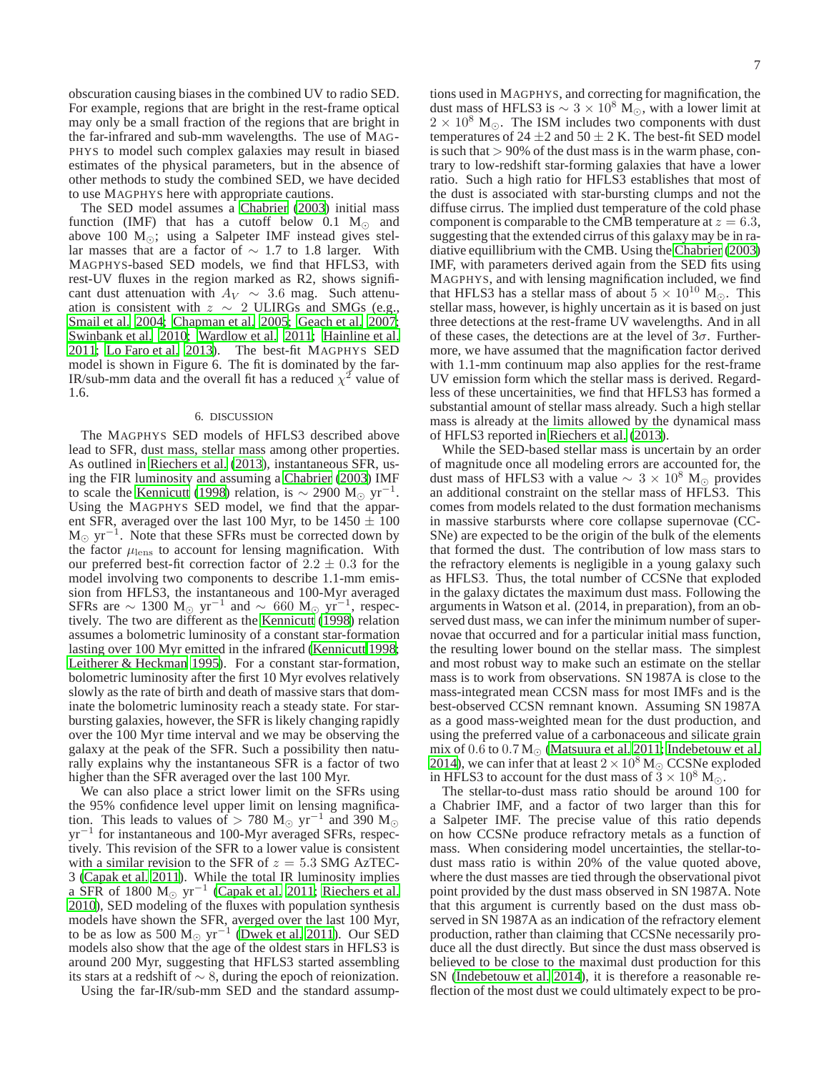obscuration causing biases in the combined UV to radio SED. For example, regions that are bright in the rest-frame optical may only be a small fraction of the regions that are bright in the far-infrared and sub-mm wavelengths. The use of MAGPHYS to model such complex galaxies may result in biased estimates of the physical parameters, but in the absence of other methods to study the combined SED, we have decided to use MAGPHYS here with appropriate cautions.

The SED model assumes a Chabrier (2003) initial mass function (IMF) that has a cutoff below 0.1 $M_\odot$ and above 100 $M_\odot$; using a Salpeter IMF instead gives stellar masses that are a factor of $\sim$ 1.7 to 1.8 larger. With MAGPHYS-based SED models, we find that HFLS3, with rest-UV fluxes in the region marked as R2, shows significant dust attenuation with $A_V \sim 3.6$ mag. Such attenuation is consistent with $z \sim 2$ ULIRGs and SMGs (e.g., Smail et al. 2004; Chapman et al. 2005; Geach et al. 2007; Swinbank et al. 2010; Wardlow et al. 2011; Hainline et al. 2011; Lo Faro et al. 2013). The best-fit MAGPHYS SED model is shown in Figure 6. The fit is dominated by the far-IR/sub-mm data and the overall fit has a reduced $\chi^2$ value of 1.6.

## 6. DISCUSSION

The MAGPHYS SED models of HFLS3 described above lead to SFR, dust mass, stellar mass among other properties. As outlined in Riechers et al. (2013), instantaneous SFR, using the FIR luminosity and assuming a Chabrier (2003) IMF to scale the Kennicutt (1998) relation, is $\sim$ 2900 $M_\odot$ yr$^{-1}$. Using the MAGPHYS SED model, we find that the apparent SFR, averaged over the last 100 Myr, to be 1450 $\pm$ 100 $M_\odot$ yr$^{-1}$. Note that these SFRs must be corrected down by the factor $\mu_{\rm lens}$ to account for lensing magnification. With our preferred best-fit correction factor of $2.2 \pm 0.3$ for the model involving two components to describe 1.1-mm emission from HFLS3, the instantaneous and 100-Myr averaged SFRs are $\sim$ 1300 $M_\odot$ yr$^{-1}$ and $\sim$ 660 $M_\odot$ yr$^{-1}$, respectively. The two are different as the Kennicutt (1998) relation assumes a bolometric luminosity of a constant star-formation lasting over 100 Myr emitted in the infrared (Kennicutt 1998; Leitherer & Heckman 1995). For a constant star-formation, bolometric luminosity after the first 10 Myr evolves relatively slowly as the rate of birth and death of massive stars that dominate the bolometric luminosity reach a steady state. For star-bursting galaxies, however, the SFR is likely changing rapidly over the 100 Myr time interval and we may be observing the galaxy at the peak of the SFR. Such a possibility then naturally explains why the instantaneous SFR is a factor of two higher than the SFR averaged over the last 100 Myr.

We can also place a strict lower limit on the SFRs using the 95% confidence level upper limit on lensing magnification. This leads to values of $>$ 780 $M_\odot$ yr$^{-1}$ and 390 $M_\odot$ yr$^{-1}$ for instantaneous and 100-Myr averaged SFRs, respectively. This revision of the SFR to a lower value is consistent with a similar revision to the SFR of $z = 5.3$ SMG AzTEC-3 (Capak et al. 2011). While the total IR luminosity implies a SFR of 1800 $M_\odot$ yr$^{-1}$ (Capak et al. 2011; Riechers et al. 2010), SED modeling of the fluxes with population synthesis models have shown the SFR, averged over the last 100 Myr, to be as low as 500 $M_\odot$ yr$^{-1}$ (Dwek et al. 2011). Our SED models also show that the age of the oldest stars in HFLS3 is around 200 Myr, suggesting that HFLS3 started assembling its stars at a redshift of $\sim 8$, during the epoch of reionization.

Using the far-IR/sub-mm SED and the standard assumptions used in MAGPHYS, and correcting for magnification, the dust mass of HFLS3 is $\sim 3 \times 10^8$ $M_\odot$, with a lower limit at $2 \times 10^8$ $M_\odot$. The ISM includes two components with dust temperatures of 24 $\pm$2 and 50 $\pm$ 2 K. The best-fit SED model is such that $>$ 90% of the dust mass is in the warm phase, contrary to low-redshift star-forming galaxies that have a lower ratio. Such a high ratio for HFLS3 establishes that most of the dust is associated with star-bursting clumps and not the diffuse cirrus. The implied dust temperature of the cold phase component is comparable to the CMB temperature at $z = 6.3$, suggesting that the extended cirrus of this galaxy may be in radiative equillibrium with the CMB. Using the Chabrier (2003) IMF, with parameters derived again from the SED fits using MAGPHYS, and with lensing magnification included, we find that HFLS3 has a stellar mass of about $5 \times 10^{10}$ $M_\odot$. This stellar mass, however, is highly uncertain as it is based on just three detections at the rest-frame UV wavelengths. And in all of these cases, the detections are at the level of $3\sigma$. Furthermore, we have assumed that the magnification factor derived with 1.1-mm continuum map also applies for the rest-frame UV emission form which the stellar mass is derived. Regardless of these uncertainities, we find that HFLS3 has formed a substantial amount of stellar mass already. Such a high stellar mass is already at the limits allowed by the dynamical mass of HFLS3 reported in Riechers et al. (2013).

While the SED-based stellar mass is uncertain by an order of magnitude once all modeling errors are accounted for, the dust mass of HFLS3 with a value $\sim 3 \times 10^8$ $M_\odot$ provides an additional constraint on the stellar mass of HFLS3. This comes from models related to the dust formation mechanisms in massive starbursts where core collapse supernovae (CCSNe) are expected to be the origin of the bulk of the elements that formed the dust. The contribution of low mass stars to the refractory elements is negligible in a young galaxy such as HFLS3. Thus, the total number of CCSNe that exploded in the galaxy dictates the maximum dust mass. Following the arguments in Watson et al. (2014, in preparation), from an observed dust mass, we can infer the minimum number of supernovae that occurred and for a particular initial mass function, the resulting lower bound on the stellar mass. The simplest and most robust way to make such an estimate on the stellar mass is to work from observations. SN 1987A is close to the mass-integrated mean CCSN mass for most IMFs and is the best-observed CCSN remnant known. Assuming SN 1987A as a good mass-weighted mean for the dust production, and using the preferred value of a carbonaceous and silicate grain mix of 0.6 to 0.7 $M_\odot$ (Matsuura et al. 2011; Indebetouw et al. 2014), we can infer that at least $2 \times 10^8$ $M_\odot$ CCSNe exploded in HFLS3 to account for the dust mass of $3 \times 10^8$ $M_\odot$.

The stellar-to-dust mass ratio should be around 100 for a Chabrier IMF, and a factor of two larger than this for a Salpeter IMF. The precise value of this ratio depends on how CCSNe produce refractory metals as a function of mass. When considering model uncertainties, the stellar-to-dust mass ratio is within 20% of the value quoted above, where the dust masses are tied through the observational pivot point provided by the dust mass observed in SN 1987A. Note that this argument is currently based on the dust mass observed in SN 1987A as an indication of the refractory element production, rather than claiming that CCSNe necessarily produce all the dust directly. But since the dust mass observed is believed to be close to the maximal dust production for this SN (Indebetouw et al. 2014), it is therefore a reasonable reflection of the most dust we could ultimately expect to be pro-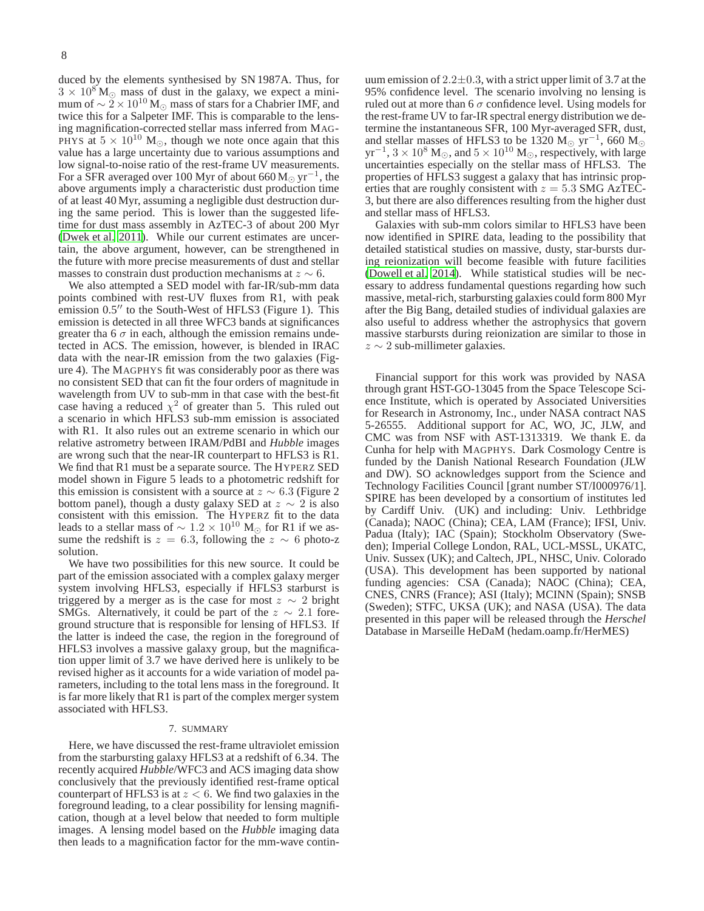duced by the elements synthesised by SN 1987A. Thus, for $3 \times 10^8\,M_\odot$ mass of dust in the galaxy, we expect a minimum of $\sim 2 \times 10^{10}\,M_\odot$ mass of stars for a Chabrier IMF, and twice this for a Salpeter IMF. This is comparable to the lensing magnification-corrected stellar mass inferred from MAGPHYS at $5 \times 10^{10}$ $M_\odot$, though we note once again that this value has a large uncertainty due to various assumptions and low signal-to-noise ratio of the rest-frame UV measurements. For a SFR averaged over 100 Myr of about $660\,M_\odot\,yr^{-1}$, the above arguments imply a characteristic dust production time of at least 40 Myr, assuming a negligible dust destruction during the same period. This is lower than the suggested lifetime for dust mass assembly in AzTEC-3 of about 200 Myr (Dwek et al. 2011). While our current estimates are uncertain, the above argument, however, can be strengthened in the future with more precise measurements of dust and stellar masses to constrain dust production mechanisms at $z \sim 6$.

We also attempted a SED model with far-IR/sub-mm data points combined with rest-UV fluxes from R1, with peak emission $0.5''$ to the South-West of HFLS3 (Figure 1). This emission is detected in all three WFC3 bands at significances greater tha 6 $\sigma$ in each, although the emission remains undetected in ACS. The emission, however, is blended in IRAC data with the near-IR emission from the two galaxies (Figure 4). The MAGPHYS fit was considerably poor as there was no consistent SED that can fit the four orders of magnitude in wavelength from UV to sub-mm in that case with the best-fit case having a reduced $\chi^2$ of greater than 5. This ruled out a scenario in which HFLS3 sub-mm emission is associated with R1. It also rules out an extreme scenario in which our relative astrometry between IRAM/PdBI and *Hubble* images are wrong such that the near-IR counterpart to HFLS3 is R1. We find that R1 must be a separate source. The HYPERZ SED model shown in Figure 5 leads to a photometric redshift for this emission is consistent with a source at $z \sim 6.3$ (Figure 2 bottom panel), though a dusty galaxy SED at $z \sim 2$ is also consistent with this emission. The HYPERZ fit to the data leads to a stellar mass of $\sim 1.2 \times 10^{10}$ $M_\odot$ for R1 if we assume the redshift is $z = 6.3$, following the $z \sim 6$ photo-z solution.

We have two possibilities for this new source. It could be part of the emission associated with a complex galaxy merger system involving HFLS3, especially if HFLS3 starburst is triggered by a merger as is the case for most $z \sim 2$ bright SMGs. Alternatively, it could be part of the $z \sim 2.1$ foreground structure that is responsible for lensing of HFLS3. If the latter is indeed the case, the region in the foreground of HFLS3 involves a massive galaxy group, but the magnification upper limit of 3.7 we have derived here is unlikely to be revised higher as it accounts for a wide variation of model parameters, including to the total lens mass in the foreground. It is far more likely that R1 is part of the complex merger system associated with HFLS3.

## 7. SUMMARY

Here, we have discussed the rest-frame ultraviolet emission from the starbursting galaxy HFLS3 at a redshift of 6.34. The recently acquired *Hubble*/WFC3 and ACS imaging data show conclusively that the previously identified rest-frame optical counterpart of HFLS3 is at $z < 6$. We find two galaxies in the foreground leading, to a clear possibility for lensing magnification, though at a level below that needed to form multiple images. A lensing model based on the *Hubble* imaging data then leads to a magnification factor for the mm-wave continuum emission of $2.2\pm0.3$, with a strict upper limit of 3.7 at the 95% confidence level. The scenario involving no lensing is ruled out at more than 6 $\sigma$ confidence level. Using models for the rest-frame UV to far-IR spectral energy distribution we determine the instantaneous SFR, 100 Myr-averaged SFR, dust, and stellar masses of HFLS3 to be 1320 $M_\odot$ $yr^{-1}$, 660 $M_\odot$ $yr^{-1}$, $3 \times 10^8$ $M_\odot$, and $5 \times 10^{10}$ $M_\odot$, respectively, with large uncertainties especially on the stellar mass of HFLS3. The properties of HFLS3 suggest a galaxy that has intrinsic properties that are roughly consistent with $z = 5.3$ SMG AzTEC-3, but there are also differences resulting from the higher dust and stellar mass of HFLS3.

Galaxies with sub-mm colors similar to HFLS3 have been now identified in SPIRE data, leading to the possibility that detailed statistical studies on massive, dusty, star-bursts during reionization will become feasible with future facilities (Dowell et al. 2014). While statistical studies will be necessary to address fundamental questions regarding how such massive, metal-rich, starbursting galaxies could form 800 Myr after the Big Bang, detailed studies of individual galaxies are also useful to address whether the astrophysics that govern massive starbursts during reionization are similar to those in $z \sim 2$ sub-millimeter galaxies.

Financial support for this work was provided by NASA through grant HST-GO-13045 from the Space Telescope Science Institute, which is operated by Associated Universities for Research in Astronomy, Inc., under NASA contract NAS 5-26555. Additional support for AC, WO, JC, JLW, and CMC was from NSF with AST-1313319. We thank E. da Cunha for help with MAGPHYS. Dark Cosmology Centre is funded by the Danish National Research Foundation (JLW and DW). SO acknowledges support from the Science and Technology Facilities Council [grant number ST/I000976/1]. SPIRE has been developed by a consortium of institutes led by Cardiff Univ. (UK) and including: Univ. Lethbridge (Canada); NAOC (China); CEA, LAM (France); IFSI, Univ. Padua (Italy); IAC (Spain); Stockholm Observatory (Sweden); Imperial College London, RAL, UCL-MSSL, UKATC, Univ. Sussex (UK); and Caltech, JPL, NHSC, Univ. Colorado (USA). This development has been supported by national funding agencies: CSA (Canada); NAOC (China); CEA, CNES, CNRS (France); ASI (Italy); MCINN (Spain); SNSB (Sweden); STFC, UKSA (UK); and NASA (USA). The data presented in this paper will be released through the *Herschel* Database in Marseille HeDaM (hedam.oamp.fr/HerMES)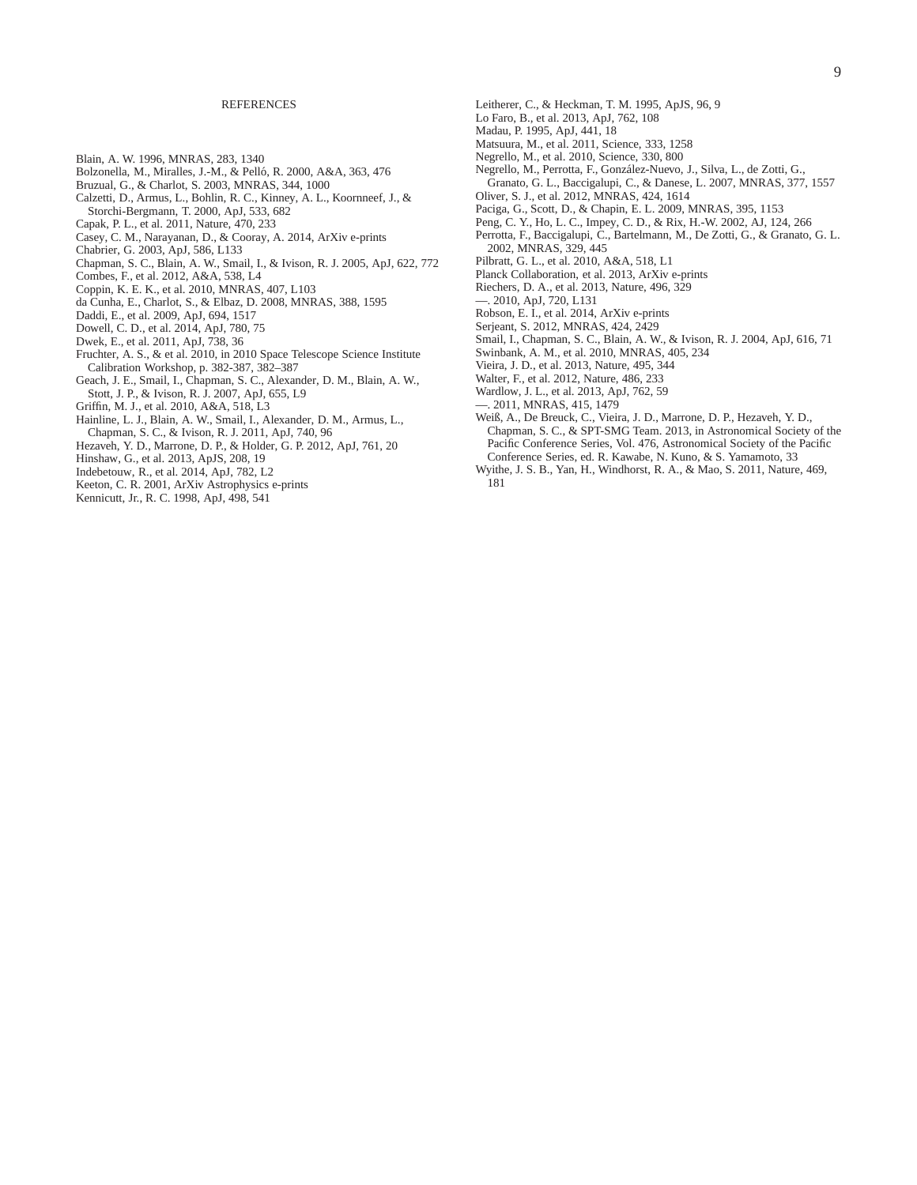## REFERENCES

Blain, A. W. 1996, MNRAS, 283, 1340

Bolzonella, M., Miralles, J.-M., & Pelló, R. 2000, A&A, 363, 476

Bruzual, G., & Charlot, S. 2003, MNRAS, 344, 1000

Calzetti, D., Armus, L., Bohlin, R. C., Kinney, A. L., Koornneef, J., & Storchi-Bergmann, T. 2000, ApJ, 533, 682

Capak, P. L., et al. 2011, Nature, 470, 233

Casey, C. M., Narayanan, D., & Cooray, A. 2014, ArXiv e-prints

Chabrier, G. 2003, ApJ, 586, L133

Chapman, S. C., Blain, A. W., Smail, I., & Ivison, R. J. 2005, ApJ, 622, 772

Combes, F., et al. 2012, A&A, 538, L4

Coppin, K. E. K., et al. 2010, MNRAS, 407, L103

da Cunha, E., Charlot, S., & Elbaz, D. 2008, MNRAS, 388, 1595

Daddi, E., et al. 2009, ApJ, 694, 1517

Dowell, C. D., et al. 2014, ApJ, 780, 75

Dwek, E., et al. 2011, ApJ, 738, 36

Fruchter, A. S., & et al. 2010, in 2010 Space Telescope Science Institute Calibration Workshop, p. 382-387, 382–387

Geach, J. E., Smail, I., Chapman, S. C., Alexander, D. M., Blain, A. W., Stott, J. P., & Ivison, R. J. 2007, ApJ, 655, L9

Griffin, M. J., et al. 2010, A&A, 518, L3

Hainline, L. J., Blain, A. W., Smail, I., Alexander, D. M., Armus, L., Chapman, S. C., & Ivison, R. J. 2011, ApJ, 740, 96

Hezaveh, Y. D., Marrone, D. P., & Holder, G. P. 2012, ApJ, 761, 20

Hinshaw, G., et al. 2013, ApJS, 208, 19

Indebetouw, R., et al. 2014, ApJ, 782, L2

Keeton, C. R. 2001, ArXiv Astrophysics e-prints

Kennicutt, Jr., R. C. 1998, ApJ, 498, 541

Leitherer, C., & Heckman, T. M. 1995, ApJS, 96, 9

Lo Faro, B., et al. 2013, ApJ, 762, 108

Madau, P. 1995, ApJ, 441, 18

Matsuura, M., et al. 2011, Science, 333, 1258

Negrello, M., et al. 2010, Science, 330, 800

Negrello, M., Perrotta, F., González-Nuevo, J., Silva, L., de Zotti, G., Granato, G. L., Baccigalupi, C., & Danese, L. 2007, MNRAS, 377, 1557

Oliver, S. J., et al. 2012, MNRAS, 424, 1614

Paciga, G., Scott, D., & Chapin, E. L. 2009, MNRAS, 395, 1153

Peng, C. Y., Ho, L. C., Impey, C. D., & Rix, H.-W. 2002, AJ, 124, 266

Perrotta, F., Baccigalupi, C., Bartelmann, M., De Zotti, G., & Granato, G. L. 2002, MNRAS, 329, 445

Pilbratt, G. L., et al. 2010, A&A, 518, L1

Planck Collaboration, et al. 2013, ArXiv e-prints

Riechers, D. A., et al. 2013, Nature, 496, 329

—. 2010, ApJ, 720, L131

Robson, E. I., et al. 2014, ArXiv e-prints

Serjeant, S. 2012, MNRAS, 424, 2429

Smail, I., Chapman, S. C., Blain, A. W., & Ivison, R. J. 2004, ApJ, 616, 71

Swinbank, A. M., et al. 2010, MNRAS, 405, 234

Vieira, J. D., et al. 2013, Nature, 495, 344

Walter, F., et al. 2012, Nature, 486, 233

Wardlow, J. L., et al. 2013, ApJ, 762, 59

—. 2011, MNRAS, 415, 1479

Weiß, A., De Breuck, C., Vieira, J. D., Marrone, D. P., Hezaveh, Y. D., Chapman, S. C., & SPT-SMG Team. 2013, in Astronomical Society of the Pacific Conference Series, Vol. 476, Astronomical Society of the Pacific Conference Series, ed. R. Kawabe, N. Kuno, & S. Yamamoto, 33

Wyithe, J. S. B., Yan, H., Windhorst, R. A., & Mao, S. 2011, Nature, 469, 181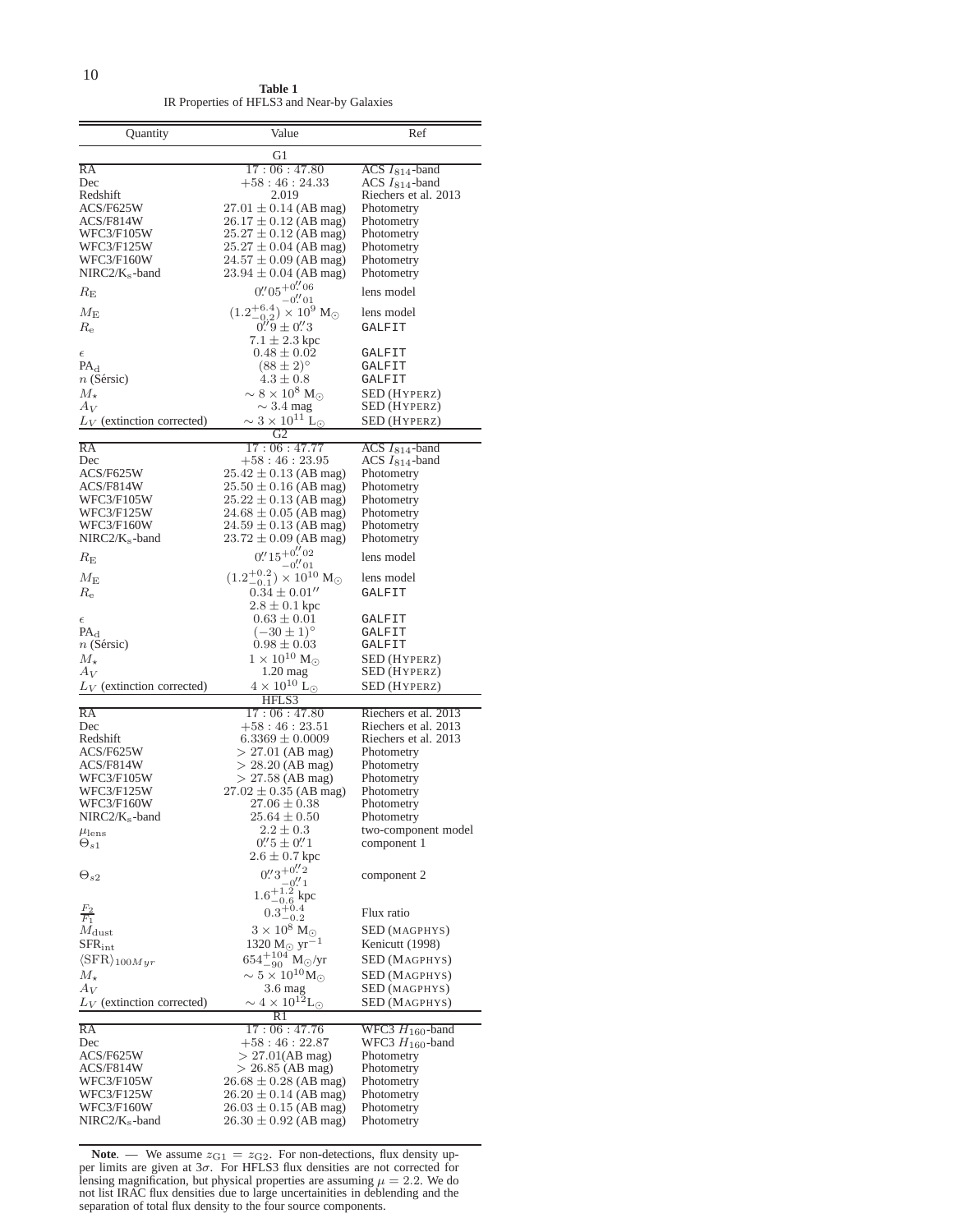**Table 1**
IR Properties of HFLS3 and Near-by Galaxies

| Quantity | Value | Ref |
|---|---|---|
| | G1 | |
| RA | $17:06:47.80$ | ACS $I_{814}$-band |
| Dec | $+58:46:24.33$ | ACS $I_{814}$-band |
| Redshift | 2.019 | Riechers et al. 2013 |
| ACS/F625W | $27.01 \pm 0.14$ (AB mag) | Photometry |
| ACS/F814W | $26.17 \pm 0.12$ (AB mag) | Photometry |
| WFC3/F105W | $25.27 \pm 0.12$ (AB mag) | Photometry |
| WFC3/F125W | $25.27 \pm 0.04$ (AB mag) | Photometry |
| WFC3/F160W | $24.57 \pm 0.09$ (AB mag) | Photometry |
| NIRC2/K$_s$-band | $23.94 \pm 0.04$ (AB mag) | Photometry |
| $R_{\rm E}$ | $0''05^{+0''06}_{-0''01}$ | lens model |
| $M_{\rm E}$ | $(1.2^{+6.4}_{-0.2}) \times 10^{9}$ M$_\odot$ | lens model |
| $R_{\rm e}$ | $0''9 \pm 0''3$ | GALFIT |
| | $7.1 \pm 2.3$ kpc | |
| $\epsilon$ | $0.48 \pm 0.02$ | GALFIT |
| PA$_{\rm d}$ | $(88 \pm 2)^\circ$ | GALFIT |
| $n$ (Sérsic) | $4.3 \pm 0.8$ | GALFIT |
| $M_\star$ | $\sim 8 \times 10^{8}$ M$_\odot$ | SED (HYPERZ) |
| $A_V$ | $\sim 3.4$ mag | SED (HYPERZ) |
| $L_V$ (extinction corrected) | $\sim 3 \times 10^{11}$ L$_\odot$ | SED (HYPERZ) |
| | G2 | |
| RA | $17:06:47.77$ | ACS $I_{814}$-band |
| Dec | $+58:46:23.95$ | ACS $I_{814}$-band |
| ACS/F625W | $25.42 \pm 0.13$ (AB mag) | Photometry |
| ACS/F814W | $25.50 \pm 0.16$ (AB mag) | Photometry |
| WFC3/F105W | $25.22 \pm 0.13$ (AB mag) | Photometry |
| WFC3/F125W | $24.68 \pm 0.05$ (AB mag) | Photometry |
| WFC3/F160W | $24.59 \pm 0.13$ (AB mag) | Photometry |
| NIRC2/K$_s$-band | $23.72 \pm 0.09$ (AB mag) | Photometry |
| $R_{\rm E}$ | $0''15^{+0''02}_{-0''01}$ | lens model |
| $M_{\rm E}$ | $(1.2^{+0.2}_{-0.1}) \times 10^{10}$ M$_\odot$ | lens model |
| $R_{\rm e}$ | $0.34 \pm 0.01''$ | GALFIT |
| | $2.8 \pm 0.1$ kpc | |
| $\epsilon$ | $0.63 \pm 0.01$ | GALFIT |
| PA$_{\rm d}$ | $(-30 \pm 1)^\circ$ | GALFIT |
| $n$ (Sérsic) | $0.98 \pm 0.03$ | GALFIT |
| $M_\star$ | $1 \times 10^{10}$ M$_\odot$ | SED (HYPERZ) |
| $A_V$ | 1.20 mag | SED (HYPERZ) |
| $L_V$ (extinction corrected) | $4 \times 10^{10}$ L$_\odot$ | SED (HYPERZ) |
| | HFLS3 | |
| RA | $17:06:47.80$ | Riechers et al. 2013 |
| Dec | $+58:46:23.51$ | Riechers et al. 2013 |
| Redshift | $6.3369 \pm 0.0009$ | Riechers et al. 2013 |
| ACS/F625W | $> 27.01$ (AB mag) | Photometry |
| ACS/F814W | $> 28.20$ (AB mag) | Photometry |
| WFC3/F105W | $> 27.58$ (AB mag) | Photometry |
| WFC3/F125W | $27.02 \pm 0.35$ (AB mag) | Photometry |
| WFC3/F160W | $27.06 \pm 0.38$ | Photometry |
| NIRC2/K$_s$-band | $25.64 \pm 0.50$ | Photometry |
| $\mu_{\rm lens}$ | $2.2 \pm 0.3$ | two-component model |
| $\Theta_{s1}$ | $0''5 \pm 0''1$ | component 1 |
| | $2.6 \pm 0.7$ kpc | |
| $\Theta_{s2}$ | $0''3^{+0''2}_{-0''1}$ | component 2 |
| | $1.6^{+1.2}_{-0.6}$ kpc | |
| $\frac{F_2}{F_1}$ | $0.3^{+0.4}_{-0.2}$ | Flux ratio |
| $M_{\rm dust}$ | $3 \times 10^{8}$ M$_\odot$ | SED (MAGPHYS) |
| SFR$_{\rm int}$ | 1320 M$_\odot$ yr$^{-1}$ | Kenicutt (1998) |
| $\langle {\rm SFR} \rangle_{100Myr}$ | $654^{+104}_{-90}$ M$_\odot$/yr | SED (MAGPHYS) |
| $M_\star$ | $\sim 5 \times 10^{10}$M$_\odot$ | SED (MAGPHYS) |
| $A_V$ | 3.6 mag | SED (MAGPHYS) |
| $L_V$ (extinction corrected) | $\sim 4 \times 10^{12}$L$_\odot$ | SED (MAGPHYS) |
| | R1 | |
| RA | $17:06:47.76$ | WFC3 $H_{160}$-band |
| Dec | $+58:46:22.87$ | WFC3 $H_{160}$-band |
| ACS/F625W | $> 27.01$(AB mag) | Photometry |
| ACS/F814W | $> 26.85$ (AB mag) | Photometry |
| WFC3/F105W | $26.68 \pm 0.28$ (AB mag) | Photometry |
| WFC3/F125W | $26.20 \pm 0.14$ (AB mag) | Photometry |
| WFC3/F160W | $26.03 \pm 0.15$ (AB mag) | Photometry |
| NIRC2/K$_s$-band | $26.30 \pm 0.92$ (AB mag) | Photometry |

**Note**. — We assume $z_{\rm G1} = z_{\rm G2}$. For non-detections, flux density upper limits are given at $3\sigma$. For HFLS3 flux densities are not corrected for lensing magnification, but physical properties are assuming $\mu = 2.2$. We do not list IRAC flux densities due to large uncertainities in deblending and the separation of total flux density to the four source components.